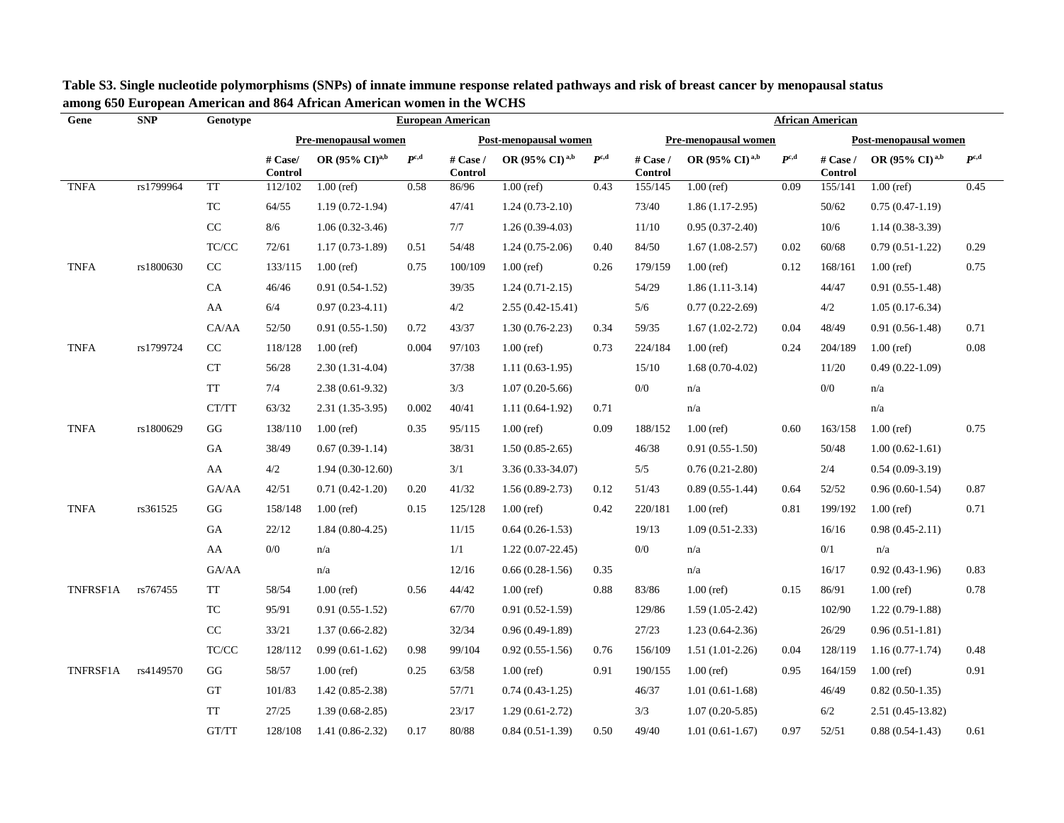**Table S3. Single nucleotide polymorphisms (SNPs) of innate immune response related pathways and risk of breast cancer by menopausal status among 650 European American and 864 African American women in the WCHS**

| Gene | SNP | Genotype | European American | | | | | | African American | | | | | |
|---|---|---|---|---|---|---|---|---|---|---|---|---|---|---|
| | | | Pre-menopausal women | | | Post-menopausal women | | | Pre-menopausal women | | | Post-menopausal women | | |
| | | | # Case/ Control | OR (95% CI)[a,b] | $P^{c,d}$ | # Case / Control | OR (95% CI)[a,b] | $P^{c,d}$ | # Case / Control | OR (95% CI)[a,b] | $P^{c,d}$ | # Case / Control | OR (95% CI)[a,b] | $P^{c,d}$ |
| TNFA | rs1799964 | TT | 112/102 | 1.00 (ref) | 0.58 | 86/96 | 1.00 (ref) | 0.43 | 155/145 | 1.00 (ref) | 0.09 | 155/141 | 1.00 (ref) | 0.45 |
| | | TC | 64/55 | 1.19 (0.72-1.94) | | 47/41 | 1.24 (0.73-2.10) | | 73/40 | 1.86 (1.17-2.95) | | 50/62 | 0.75 (0.47-1.19) | |
| | | CC | 8/6 | 1.06 (0.32-3.46) | | 7/7 | 1.26 (0.39-4.03) | | 11/10 | 0.95 (0.37-2.40) | | 10/6 | 1.14 (0.38-3.39) | |
| | | TC/CC | 72/61 | 1.17 (0.73-1.89) | 0.51 | 54/48 | 1.24 (0.75-2.06) | 0.40 | 84/50 | 1.67 (1.08-2.57) | 0.02 | 60/68 | 0.79 (0.51-1.22) | 0.29 |
| TNFA | rs1800630 | CC | 133/115 | 1.00 (ref) | 0.75 | 100/109 | 1.00 (ref) | 0.26 | 179/159 | 1.00 (ref) | 0.12 | 168/161 | 1.00 (ref) | 0.75 |
| | | CA | 46/46 | 0.91 (0.54-1.52) | | 39/35 | 1.24 (0.71-2.15) | | 54/29 | 1.86 (1.11-3.14) | | 44/47 | 0.91 (0.55-1.48) | |
| | | AA | 6/4 | 0.97 (0.23-4.11) | | 4/2 | 2.55 (0.42-15.41) | | 5/6 | 0.77 (0.22-2.69) | | 4/2 | 1.05 (0.17-6.34) | |
| | | CA/AA | 52/50 | 0.91 (0.55-1.50) | 0.72 | 43/37 | 1.30 (0.76-2.23) | 0.34 | 59/35 | 1.67 (1.02-2.72) | 0.04 | 48/49 | 0.91 (0.56-1.48) | 0.71 |
| TNFA | rs1799724 | CC | 118/128 | 1.00 (ref) | 0.004 | 97/103 | 1.00 (ref) | 0.73 | 224/184 | 1.00 (ref) | 0.24 | 204/189 | 1.00 (ref) | 0.08 |
| | | CT | 56/28 | 2.30 (1.31-4.04) | | 37/38 | 1.11 (0.63-1.95) | | 15/10 | 1.68 (0.70-4.02) | | 11/20 | 0.49 (0.22-1.09) | |
| | | TT | 7/4 | 2.38 (0.61-9.32) | | 3/3 | 1.07 (0.20-5.66) | | 0/0 | n/a | | 0/0 | n/a | |
| | | CT/TT | 63/32 | 2.31 (1.35-3.95) | 0.002 | 40/41 | 1.11 (0.64-1.92) | 0.71 | | n/a | | | n/a | |
| TNFA | rs1800629 | GG | 138/110 | 1.00 (ref) | 0.35 | 95/115 | 1.00 (ref) | 0.09 | 188/152 | 1.00 (ref) | 0.60 | 163/158 | 1.00 (ref) | 0.75 |
| | | GA | 38/49 | 0.67 (0.39-1.14) | | 38/31 | 1.50 (0.85-2.65) | | 46/38 | 0.91 (0.55-1.50) | | 50/48 | 1.00 (0.62-1.61) | |
| | | AA | 4/2 | 1.94 (0.30-12.60) | | 3/1 | 3.36 (0.33-34.07) | | 5/5 | 0.76 (0.21-2.80) | | 2/4 | 0.54 (0.09-3.19) | |
| | | GA/AA | 42/51 | 0.71 (0.42-1.20) | 0.20 | 41/32 | 1.56 (0.89-2.73) | 0.12 | 51/43 | 0.89 (0.55-1.44) | 0.64 | 52/52 | 0.96 (0.60-1.54) | 0.87 |
| TNFA | rs361525 | GG | 158/148 | 1.00 (ref) | 0.15 | 125/128 | 1.00 (ref) | 0.42 | 220/181 | 1.00 (ref) | 0.81 | 199/192 | 1.00 (ref) | 0.71 |
| | | GA | 22/12 | 1.84 (0.80-4.25) | | 11/15 | 0.64 (0.26-1.53) | | 19/13 | 1.09 (0.51-2.33) | | 16/16 | 0.98 (0.45-2.11) | |
| | | AA | 0/0 | n/a | | 1/1 | 1.22 (0.07-22.45) | | 0/0 | n/a | | 0/1 | n/a | |
| | | GA/AA | | n/a | | 12/16 | 0.66 (0.28-1.56) | 0.35 | | n/a | | 16/17 | 0.92 (0.43-1.96) | 0.83 |
| TNFRSF1A | rs767455 | TT | 58/54 | 1.00 (ref) | 0.56 | 44/42 | 1.00 (ref) | 0.88 | 83/86 | 1.00 (ref) | 0.15 | 86/91 | 1.00 (ref) | 0.78 |
| | | TC | 95/91 | 0.91 (0.55-1.52) | | 67/70 | 0.91 (0.52-1.59) | | 129/86 | 1.59 (1.05-2.42) | | 102/90 | 1.22 (0.79-1.88) | |
| | | CC | 33/21 | 1.37 (0.66-2.82) | | 32/34 | 0.96 (0.49-1.89) | | 27/23 | 1.23 (0.64-2.36) | | 26/29 | 0.96 (0.51-1.81) | |
| | | TC/CC | 128/112 | 0.99 (0.61-1.62) | 0.98 | 99/104 | 0.92 (0.55-1.56) | 0.76 | 156/109 | 1.51 (1.01-2.26) | 0.04 | 128/119 | 1.16 (0.77-1.74) | 0.48 |
| TNFRSF1A | rs4149570 | GG | 58/57 | 1.00 (ref) | 0.25 | 63/58 | 1.00 (ref) | 0.91 | 190/155 | 1.00 (ref) | 0.95 | 164/159 | 1.00 (ref) | 0.91 |
| | | GT | 101/83 | 1.42 (0.85-2.38) | | 57/71 | 0.74 (0.43-1.25) | | 46/37 | 1.01 (0.61-1.68) | | 46/49 | 0.82 (0.50-1.35) | |
| | | TT | 27/25 | 1.39 (0.68-2.85) | | 23/17 | 1.29 (0.61-2.72) | | 3/3 | 1.07 (0.20-5.85) | | 6/2 | 2.51 (0.45-13.82) | |
| | | GT/TT | 128/108 | 1.41 (0.86-2.32) | 0.17 | 80/88 | 0.84 (0.51-1.39) | 0.50 | 49/40 | 1.01 (0.61-1.67) | 0.97 | 52/51 | 0.88 (0.54-1.43) | 0.61 |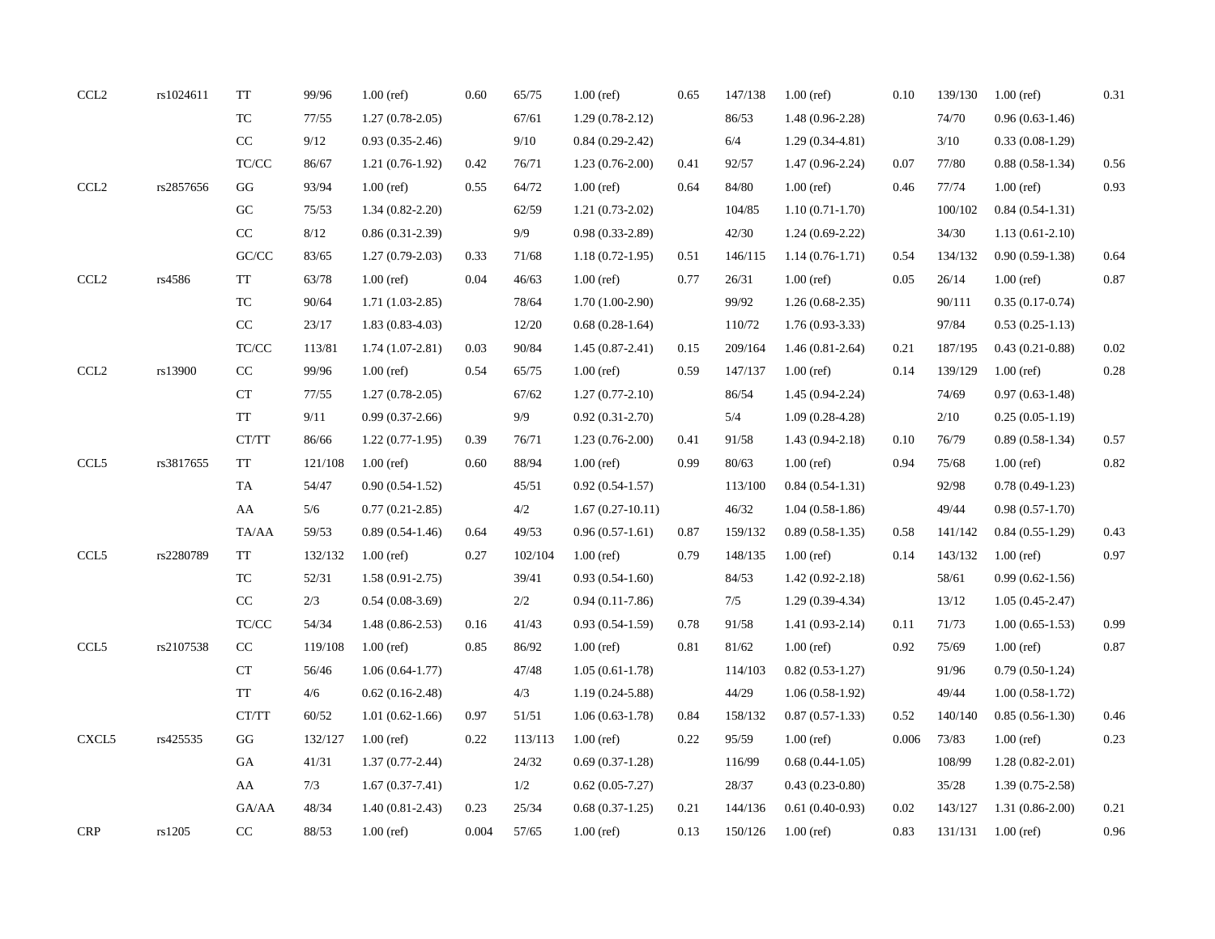| | | | | | | | | | | | | | | |
|---|---|---|---|---|---|---|---|---|---|---|---|---|---|---|
| CCL2 | rs1024611 | TT | 99/96 | 1.00 (ref) | 0.60 | 65/75 | 1.00 (ref) | 0.65 | 147/138 | 1.00 (ref) | 0.10 | 139/130 | 1.00 (ref) | 0.31 |
| | | TC | 77/55 | 1.27 (0.78-2.05) | | 67/61 | 1.29 (0.78-2.12) | | 86/53 | 1.48 (0.96-2.28) | | 74/70 | 0.96 (0.63-1.46) | |
| | | CC | 9/12 | 0.93 (0.35-2.46) | | 9/10 | 0.84 (0.29-2.42) | | 6/4 | 1.29 (0.34-4.81) | | 3/10 | 0.33 (0.08-1.29) | |
| | | TC/CC | 86/67 | 1.21 (0.76-1.92) | 0.42 | 76/71 | 1.23 (0.76-2.00) | 0.41 | 92/57 | 1.47 (0.96-2.24) | 0.07 | 77/80 | 0.88 (0.58-1.34) | 0.56 |
| CCL2 | rs2857656 | GG | 93/94 | 1.00 (ref) | 0.55 | 64/72 | 1.00 (ref) | 0.64 | 84/80 | 1.00 (ref) | 0.46 | 77/74 | 1.00 (ref) | 0.93 |
| | | GC | 75/53 | 1.34 (0.82-2.20) | | 62/59 | 1.21 (0.73-2.02) | | 104/85 | 1.10 (0.71-1.70) | | 100/102 | 0.84 (0.54-1.31) | |
| | | CC | 8/12 | 0.86 (0.31-2.39) | | 9/9 | 0.98 (0.33-2.89) | | 42/30 | 1.24 (0.69-2.22) | | 34/30 | 1.13 (0.61-2.10) | |
| | | GC/CC | 83/65 | 1.27 (0.79-2.03) | 0.33 | 71/68 | 1.18 (0.72-1.95) | 0.51 | 146/115 | 1.14 (0.76-1.71) | 0.54 | 134/132 | 0.90 (0.59-1.38) | 0.64 |
| CCL2 | rs4586 | TT | 63/78 | 1.00 (ref) | 0.04 | 46/63 | 1.00 (ref) | 0.77 | 26/31 | 1.00 (ref) | 0.05 | 26/14 | 1.00 (ref) | 0.87 |
| | | TC | 90/64 | 1.71 (1.03-2.85) | | 78/64 | 1.70 (1.00-2.90) | | 99/92 | 1.26 (0.68-2.35) | | 90/111 | 0.35 (0.17-0.74) | |
| | | CC | 23/17 | 1.83 (0.83-4.03) | | 12/20 | 0.68 (0.28-1.64) | | 110/72 | 1.76 (0.93-3.33) | | 97/84 | 0.53 (0.25-1.13) | |
| | | TC/CC | 113/81 | 1.74 (1.07-2.81) | 0.03 | 90/84 | 1.45 (0.87-2.41) | 0.15 | 209/164 | 1.46 (0.81-2.64) | 0.21 | 187/195 | 0.43 (0.21-0.88) | 0.02 |
| CCL2 | rs13900 | CC | 99/96 | 1.00 (ref) | 0.54 | 65/75 | 1.00 (ref) | 0.59 | 147/137 | 1.00 (ref) | 0.14 | 139/129 | 1.00 (ref) | 0.28 |
| | | CT | 77/55 | 1.27 (0.78-2.05) | | 67/62 | 1.27 (0.77-2.10) | | 86/54 | 1.45 (0.94-2.24) | | 74/69 | 0.97 (0.63-1.48) | |
| | | TT | 9/11 | 0.99 (0.37-2.66) | | 9/9 | 0.92 (0.31-2.70) | | 5/4 | 1.09 (0.28-4.28) | | 2/10 | 0.25 (0.05-1.19) | |
| | | CT/TT | 86/66 | 1.22 (0.77-1.95) | 0.39 | 76/71 | 1.23 (0.76-2.00) | 0.41 | 91/58 | 1.43 (0.94-2.18) | 0.10 | 76/79 | 0.89 (0.58-1.34) | 0.57 |
| CCL5 | rs3817655 | TT | 121/108 | 1.00 (ref) | 0.60 | 88/94 | 1.00 (ref) | 0.99 | 80/63 | 1.00 (ref) | 0.94 | 75/68 | 1.00 (ref) | 0.82 |
| | | TA | 54/47 | 0.90 (0.54-1.52) | | 45/51 | 0.92 (0.54-1.57) | | 113/100 | 0.84 (0.54-1.31) | | 92/98 | 0.78 (0.49-1.23) | |
| | | AA | 5/6 | 0.77 (0.21-2.85) | | 4/2 | 1.67 (0.27-10.11) | | 46/32 | 1.04 (0.58-1.86) | | 49/44 | 0.98 (0.57-1.70) | |
| | | TA/AA | 59/53 | 0.89 (0.54-1.46) | 0.64 | 49/53 | 0.96 (0.57-1.61) | 0.87 | 159/132 | 0.89 (0.58-1.35) | 0.58 | 141/142 | 0.84 (0.55-1.29) | 0.43 |
| CCL5 | rs2280789 | TT | 132/132 | 1.00 (ref) | 0.27 | 102/104 | 1.00 (ref) | 0.79 | 148/135 | 1.00 (ref) | 0.14 | 143/132 | 1.00 (ref) | 0.97 |
| | | TC | 52/31 | 1.58 (0.91-2.75) | | 39/41 | 0.93 (0.54-1.60) | | 84/53 | 1.42 (0.92-2.18) | | 58/61 | 0.99 (0.62-1.56) | |
| | | CC | 2/3 | 0.54 (0.08-3.69) | | 2/2 | 0.94 (0.11-7.86) | | 7/5 | 1.29 (0.39-4.34) | | 13/12 | 1.05 (0.45-2.47) | |
| | | TC/CC | 54/34 | 1.48 (0.86-2.53) | 0.16 | 41/43 | 0.93 (0.54-1.59) | 0.78 | 91/58 | 1.41 (0.93-2.14) | 0.11 | 71/73 | 1.00 (0.65-1.53) | 0.99 |
| CCL5 | rs2107538 | CC | 119/108 | 1.00 (ref) | 0.85 | 86/92 | 1.00 (ref) | 0.81 | 81/62 | 1.00 (ref) | 0.92 | 75/69 | 1.00 (ref) | 0.87 |
| | | CT | 56/46 | 1.06 (0.64-1.77) | | 47/48 | 1.05 (0.61-1.78) | | 114/103 | 0.82 (0.53-1.27) | | 91/96 | 0.79 (0.50-1.24) | |
| | | TT | 4/6 | 0.62 (0.16-2.48) | | 4/3 | 1.19 (0.24-5.88) | | 44/29 | 1.06 (0.58-1.92) | | 49/44 | 1.00 (0.58-1.72) | |
| | | CT/TT | 60/52 | 1.01 (0.62-1.66) | 0.97 | 51/51 | 1.06 (0.63-1.78) | 0.84 | 158/132 | 0.87 (0.57-1.33) | 0.52 | 140/140 | 0.85 (0.56-1.30) | 0.46 |
| CXCL5 | rs425535 | GG | 132/127 | 1.00 (ref) | 0.22 | 113/113 | 1.00 (ref) | 0.22 | 95/59 | 1.00 (ref) | 0.006 | 73/83 | 1.00 (ref) | 0.23 |
| | | GA | 41/31 | 1.37 (0.77-2.44) | | 24/32 | 0.69 (0.37-1.28) | | 116/99 | 0.68 (0.44-1.05) | | 108/99 | 1.28 (0.82-2.01) | |
| | | AA | 7/3 | 1.67 (0.37-7.41) | | 1/2 | 0.62 (0.05-7.27) | | 28/37 | 0.43 (0.23-0.80) | | 35/28 | 1.39 (0.75-2.58) | |
| | | GA/AA | 48/34 | 1.40 (0.81-2.43) | 0.23 | 25/34 | 0.68 (0.37-1.25) | 0.21 | 144/136 | 0.61 (0.40-0.93) | 0.02 | 143/127 | 1.31 (0.86-2.00) | 0.21 |
| CRP | rs1205 | CC | 88/53 | 1.00 (ref) | 0.004 | 57/65 | 1.00 (ref) | 0.13 | 150/126 | 1.00 (ref) | 0.83 | 131/131 | 1.00 (ref) | 0.96 |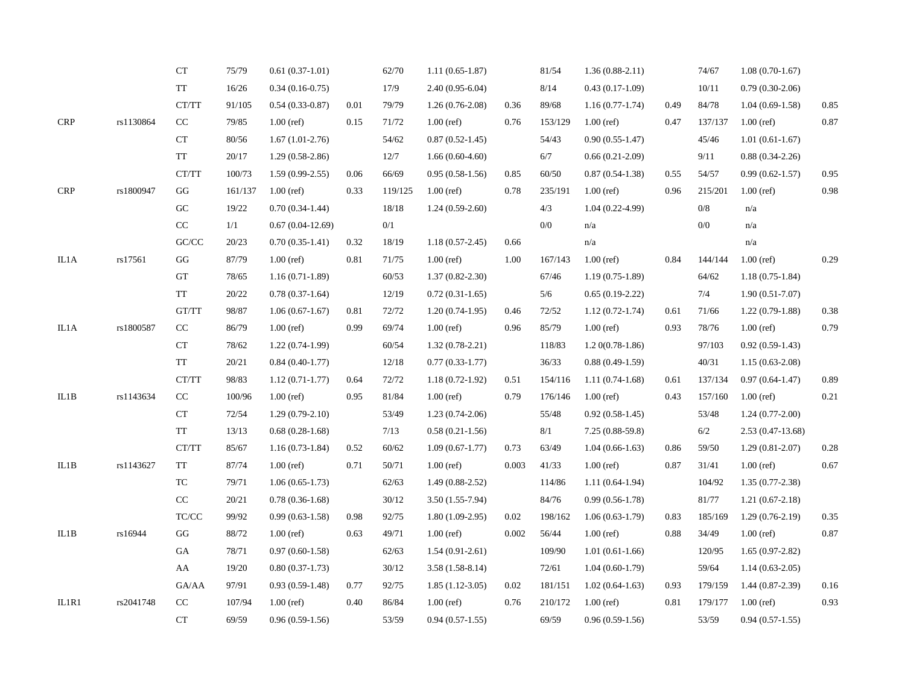| | | CT | 75/79 | 0.61 (0.37-1.01) | | 62/70 | 1.11 (0.65-1.87) | | 81/54 | 1.36 (0.88-2.11) | | 74/67 | 1.08 (0.70-1.67) | |
|---|---|---|---|---|---|---|---|---|---|---|---|---|---|---|
| | | TT | 16/26 | 0.34 (0.16-0.75) | | 17/9 | 2.40 (0.95-6.04) | | 8/14 | 0.43 (0.17-1.09) | | 10/11 | 0.79 (0.30-2.06) | |
| | | CT/TT | 91/105 | 0.54 (0.33-0.87) | 0.01 | 79/79 | 1.26 (0.76-2.08) | 0.36 | 89/68 | 1.16 (0.77-1.74) | 0.49 | 84/78 | 1.04 (0.69-1.58) | 0.85 |
| CRP | rs1130864 | CC | 79/85 | 1.00 (ref) | 0.15 | 71/72 | 1.00 (ref) | 0.76 | 153/129 | 1.00 (ref) | 0.47 | 137/137 | 1.00 (ref) | 0.87 |
| | | CT | 80/56 | 1.67 (1.01-2.76) | | 54/62 | 0.87 (0.52-1.45) | | 54/43 | 0.90 (0.55-1.47) | | 45/46 | 1.01 (0.61-1.67) | |
| | | TT | 20/17 | 1.29 (0.58-2.86) | | 12/7 | 1.66 (0.60-4.60) | | 6/7 | 0.66 (0.21-2.09) | | 9/11 | 0.88 (0.34-2.26) | |
| | | CT/TT | 100/73 | 1.59 (0.99-2.55) | 0.06 | 66/69 | 0.95 (0.58-1.56) | 0.85 | 60/50 | 0.87 (0.54-1.38) | 0.55 | 54/57 | 0.99 (0.62-1.57) | 0.95 |
| CRP | rs1800947 | GG | 161/137 | 1.00 (ref) | 0.33 | 119/125 | 1.00 (ref) | 0.78 | 235/191 | 1.00 (ref) | 0.96 | 215/201 | 1.00 (ref) | 0.98 |
| | | GC | 19/22 | 0.70 (0.34-1.44) | | 18/18 | 1.24 (0.59-2.60) | | 4/3 | 1.04 (0.22-4.99) | | 0/8 | n/a | |
| | | CC | 1/1 | 0.67 (0.04-12.69) | | 0/1 | | | 0/0 | n/a | | 0/0 | n/a | |
| | | GC/CC | 20/23 | 0.70 (0.35-1.41) | 0.32 | 18/19 | 1.18 (0.57-2.45) | 0.66 | | n/a | | | n/a | |
| IL1A | rs17561 | GG | 87/79 | 1.00 (ref) | 0.81 | 71/75 | 1.00 (ref) | 1.00 | 167/143 | 1.00 (ref) | 0.84 | 144/144 | 1.00 (ref) | 0.29 |
| | | GT | 78/65 | 1.16 (0.71-1.89) | | 60/53 | 1.37 (0.82-2.30) | | 67/46 | 1.19 (0.75-1.89) | | 64/62 | 1.18 (0.75-1.84) | |
| | | TT | 20/22 | 0.78 (0.37-1.64) | | 12/19 | 0.72 (0.31-1.65) | | 5/6 | 0.65 (0.19-2.22) | | 7/4 | 1.90 (0.51-7.07) | |
| | | GT/TT | 98/87 | 1.06 (0.67-1.67) | 0.81 | 72/72 | 1.20 (0.74-1.95) | 0.46 | 72/52 | 1.12 (0.72-1.74) | 0.61 | 71/66 | 1.22 (0.79-1.88) | 0.38 |
| IL1A | rs1800587 | CC | 86/79 | 1.00 (ref) | 0.99 | 69/74 | 1.00 (ref) | 0.96 | 85/79 | 1.00 (ref) | 0.93 | 78/76 | 1.00 (ref) | 0.79 |
| | | CT | 78/62 | 1.22 (0.74-1.99) | | 60/54 | 1.32 (0.78-2.21) | | 118/83 | 1.2 0(0.78-1.86) | | 97/103 | 0.92 (0.59-1.43) | |
| | | TT | 20/21 | 0.84 (0.40-1.77) | | 12/18 | 0.77 (0.33-1.77) | | 36/33 | 0.88 (0.49-1.59) | | 40/31 | 1.15 (0.63-2.08) | |
| | | CT/TT | 98/83 | 1.12 (0.71-1.77) | 0.64 | 72/72 | 1.18 (0.72-1.92) | 0.51 | 154/116 | 1.11 (0.74-1.68) | 0.61 | 137/134 | 0.97 (0.64-1.47) | 0.89 |
| IL1B | rs1143634 | CC | 100/96 | 1.00 (ref) | 0.95 | 81/84 | 1.00 (ref) | 0.79 | 176/146 | 1.00 (ref) | 0.43 | 157/160 | 1.00 (ref) | 0.21 |
| | | CT | 72/54 | 1.29 (0.79-2.10) | | 53/49 | 1.23 (0.74-2.06) | | 55/48 | 0.92 (0.58-1.45) | | 53/48 | 1.24 (0.77-2.00) | |
| | | TT | 13/13 | 0.68 (0.28-1.68) | | 7/13 | 0.58 (0.21-1.56) | | 8/1 | 7.25 (0.88-59.8) | | 6/2 | 2.53 (0.47-13.68) | |
| | | CT/TT | 85/67 | 1.16 (0.73-1.84) | 0.52 | 60/62 | 1.09 (0.67-1.77) | 0.73 | 63/49 | 1.04 (0.66-1.63) | 0.86 | 59/50 | 1.29 (0.81-2.07) | 0.28 |
| IL1B | rs1143627 | TT | 87/74 | 1.00 (ref) | 0.71 | 50/71 | 1.00 (ref) | 0.003 | 41/33 | 1.00 (ref) | 0.87 | 31/41 | 1.00 (ref) | 0.67 |
| | | TC | 79/71 | 1.06 (0.65-1.73) | | 62/63 | 1.49 (0.88-2.52) | | 114/86 | 1.11 (0.64-1.94) | | 104/92 | 1.35 (0.77-2.38) | |
| | | CC | 20/21 | 0.78 (0.36-1.68) | | 30/12 | 3.50 (1.55-7.94) | | 84/76 | 0.99 (0.56-1.78) | | 81/77 | 1.21 (0.67-2.18) | |
| | | TC/CC | 99/92 | 0.99 (0.63-1.58) | 0.98 | 92/75 | 1.80 (1.09-2.95) | 0.02 | 198/162 | 1.06 (0.63-1.79) | 0.83 | 185/169 | 1.29 (0.76-2.19) | 0.35 |
| IL1B | rs16944 | GG | 88/72 | 1.00 (ref) | 0.63 | 49/71 | 1.00 (ref) | 0.002 | 56/44 | 1.00 (ref) | 0.88 | 34/49 | 1.00 (ref) | 0.87 |
| | | GA | 78/71 | 0.97 (0.60-1.58) | | 62/63 | 1.54 (0.91-2.61) | | 109/90 | 1.01 (0.61-1.66) | | 120/95 | 1.65 (0.97-2.82) | |
| | | AA | 19/20 | 0.80 (0.37-1.73) | | 30/12 | 3.58 (1.58-8.14) | | 72/61 | 1.04 (0.60-1.79) | | 59/64 | 1.14 (0.63-2.05) | |
| | | GA/AA | 97/91 | 0.93 (0.59-1.48) | 0.77 | 92/75 | 1.85 (1.12-3.05) | 0.02 | 181/151 | 1.02 (0.64-1.63) | 0.93 | 179/159 | 1.44 (0.87-2.39) | 0.16 |
| IL1R1 | rs2041748 | CC | 107/94 | 1.00 (ref) | 0.40 | 86/84 | 1.00 (ref) | 0.76 | 210/172 | 1.00 (ref) | 0.81 | 179/177 | 1.00 (ref) | 0.93 |
| | | CT | 69/59 | 0.96 (0.59-1.56) | | 53/59 | 0.94 (0.57-1.55) | | 69/59 | 0.96 (0.59-1.56) | | 53/59 | 0.94 (0.57-1.55) | |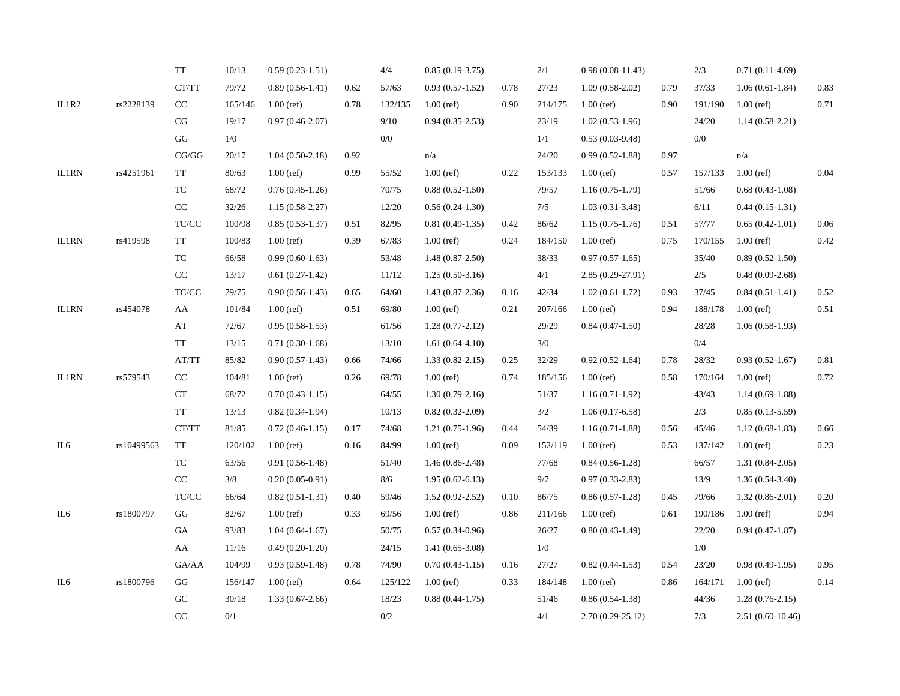| | | | | | | | | | | | | | |
|---|---|---|---|---|---|---|---|---|---|---|---|---|---|
| | | TT | 10/13 | 0.59 (0.23-1.51) | | 4/4 | 0.85 (0.19-3.75) | | 2/1 | 0.98 (0.08-11.43) | | 2/3 | 0.71 (0.11-4.69) | |
| | | CT/TT | 79/72 | 0.89 (0.56-1.41) | 0.62 | 57/63 | 0.93 (0.57-1.52) | 0.78 | 27/23 | 1.09 (0.58-2.02) | 0.79 | 37/33 | 1.06 (0.61-1.84) | 0.83 |
| IL1R2 | rs2228139 | CC | 165/146 | 1.00 (ref) | 0.78 | 132/135 | 1.00 (ref) | 0.90 | 214/175 | 1.00 (ref) | 0.90 | 191/190 | 1.00 (ref) | 0.71 |
| | | CG | 19/17 | 0.97 (0.46-2.07) | | 9/10 | 0.94 (0.35-2.53) | | 23/19 | 1.02 (0.53-1.96) | | 24/20 | 1.14 (0.58-2.21) | |
| | | GG | 1/0 | | | 0/0 | | | 1/1 | 0.53 (0.03-9.48) | | 0/0 | | |
| | | CG/GG | 20/17 | 1.04 (0.50-2.18) | 0.92 | | n/a | | 24/20 | 0.99 (0.52-1.88) | 0.97 | | n/a | |
| IL1RN | rs4251961 | TT | 80/63 | 1.00 (ref) | 0.99 | 55/52 | 1.00 (ref) | 0.22 | 153/133 | 1.00 (ref) | 0.57 | 157/133 | 1.00 (ref) | 0.04 |
| | | TC | 68/72 | 0.76 (0.45-1.26) | | 70/75 | 0.88 (0.52-1.50) | | 79/57 | 1.16 (0.75-1.79) | | 51/66 | 0.68 (0.43-1.08) | |
| | | CC | 32/26 | 1.15 (0.58-2.27) | | 12/20 | 0.56 (0.24-1.30) | | 7/5 | 1.03 (0.31-3.48) | | 6/11 | 0.44 (0.15-1.31) | |
| | | TC/CC | 100/98 | 0.85 (0.53-1.37) | 0.51 | 82/95 | 0.81 (0.49-1.35) | 0.42 | 86/62 | 1.15 (0.75-1.76) | 0.51 | 57/77 | 0.65 (0.42-1.01) | 0.06 |
| IL1RN | rs419598 | TT | 100/83 | 1.00 (ref) | 0.39 | 67/83 | 1.00 (ref) | 0.24 | 184/150 | 1.00 (ref) | 0.75 | 170/155 | 1.00 (ref) | 0.42 |
| | | TC | 66/58 | 0.99 (0.60-1.63) | | 53/48 | 1.48 (0.87-2.50) | | 38/33 | 0.97 (0.57-1.65) | | 35/40 | 0.89 (0.52-1.50) | |
| | | CC | 13/17 | 0.61 (0.27-1.42) | | 11/12 | 1.25 (0.50-3.16) | | 4/1 | 2.85 (0.29-27.91) | | 2/5 | 0.48 (0.09-2.68) | |
| | | TC/CC | 79/75 | 0.90 (0.56-1.43) | 0.65 | 64/60 | 1.43 (0.87-2.36) | 0.16 | 42/34 | 1.02 (0.61-1.72) | 0.93 | 37/45 | 0.84 (0.51-1.41) | 0.52 |
| IL1RN | rs454078 | AA | 101/84 | 1.00 (ref) | 0.51 | 69/80 | 1.00 (ref) | 0.21 | 207/166 | 1.00 (ref) | 0.94 | 188/178 | 1.00 (ref) | 0.51 |
| | | AT | 72/67 | 0.95 (0.58-1.53) | | 61/56 | 1.28 (0.77-2.12) | | 29/29 | 0.84 (0.47-1.50) | | 28/28 | 1.06 (0.58-1.93) | |
| | | TT | 13/15 | 0.71 (0.30-1.68) | | 13/10 | 1.61 (0.64-4.10) | | 3/0 | | | 0/4 | | |
| | | AT/TT | 85/82 | 0.90 (0.57-1.43) | 0.66 | 74/66 | 1.33 (0.82-2.15) | 0.25 | 32/29 | 0.92 (0.52-1.64) | 0.78 | 28/32 | 0.93 (0.52-1.67) | 0.81 |
| IL1RN | rs579543 | CC | 104/81 | 1.00 (ref) | 0.26 | 69/78 | 1.00 (ref) | 0.74 | 185/156 | 1.00 (ref) | 0.58 | 170/164 | 1.00 (ref) | 0.72 |
| | | CT | 68/72 | 0.70 (0.43-1.15) | | 64/55 | 1.30 (0.79-2.16) | | 51/37 | 1.16 (0.71-1.92) | | 43/43 | 1.14 (0.69-1.88) | |
| | | TT | 13/13 | 0.82 (0.34-1.94) | | 10/13 | 0.82 (0.32-2.09) | | 3/2 | 1.06 (0.17-6.58) | | 2/3 | 0.85 (0.13-5.59) | |
| | | CT/TT | 81/85 | 0.72 (0.46-1.15) | 0.17 | 74/68 | 1.21 (0.75-1.96) | 0.44 | 54/39 | 1.16 (0.71-1.88) | 0.56 | 45/46 | 1.12 (0.68-1.83) | 0.66 |
| IL6 | rs10499563 | TT | 120/102 | 1.00 (ref) | 0.16 | 84/99 | 1.00 (ref) | 0.09 | 152/119 | 1.00 (ref) | 0.53 | 137/142 | 1.00 (ref) | 0.23 |
| | | TC | 63/56 | 0.91 (0.56-1.48) | | 51/40 | 1.46 (0.86-2.48) | | 77/68 | 0.84 (0.56-1.28) | | 66/57 | 1.31 (0.84-2.05) | |
| | | CC | 3/8 | 0.20 (0.05-0.91) | | 8/6 | 1.95 (0.62-6.13) | | 9/7 | 0.97 (0.33-2.83) | | 13/9 | 1.36 (0.54-3.40) | |
| | | TC/CC | 66/64 | 0.82 (0.51-1.31) | 0.40 | 59/46 | 1.52 (0.92-2.52) | 0.10 | 86/75 | 0.86 (0.57-1.28) | 0.45 | 79/66 | 1.32 (0.86-2.01) | 0.20 |
| IL6 | rs1800797 | GG | 82/67 | 1.00 (ref) | 0.33 | 69/56 | 1.00 (ref) | 0.86 | 211/166 | 1.00 (ref) | 0.61 | 190/186 | 1.00 (ref) | 0.94 |
| | | GA | 93/83 | 1.04 (0.64-1.67) | | 50/75 | 0.57 (0.34-0.96) | | 26/27 | 0.80 (0.43-1.49) | | 22/20 | 0.94 (0.47-1.87) | |
| | | AA | 11/16 | 0.49 (0.20-1.20) | | 24/15 | 1.41 (0.65-3.08) | | 1/0 | | | 1/0 | | |
| | | GA/AA | 104/99 | 0.93 (0.59-1.48) | 0.78 | 74/90 | 0.70 (0.43-1.15) | 0.16 | 27/27 | 0.82 (0.44-1.53) | 0.54 | 23/20 | 0.98 (0.49-1.95) | 0.95 |
| IL6 | rs1800796 | GG | 156/147 | 1.00 (ref) | 0.64 | 125/122 | 1.00 (ref) | 0.33 | 184/148 | 1.00 (ref) | 0.86 | 164/171 | 1.00 (ref) | 0.14 |
| | | GC | 30/18 | 1.33 (0.67-2.66) | | 18/23 | 0.88 (0.44-1.75) | | 51/46 | 0.86 (0.54-1.38) | | 44/36 | 1.28 (0.76-2.15) | |
| | | CC | 0/1 | | | 0/2 | | | 4/1 | 2.70 (0.29-25.12) | | 7/3 | 2.51 (0.60-10.46) | |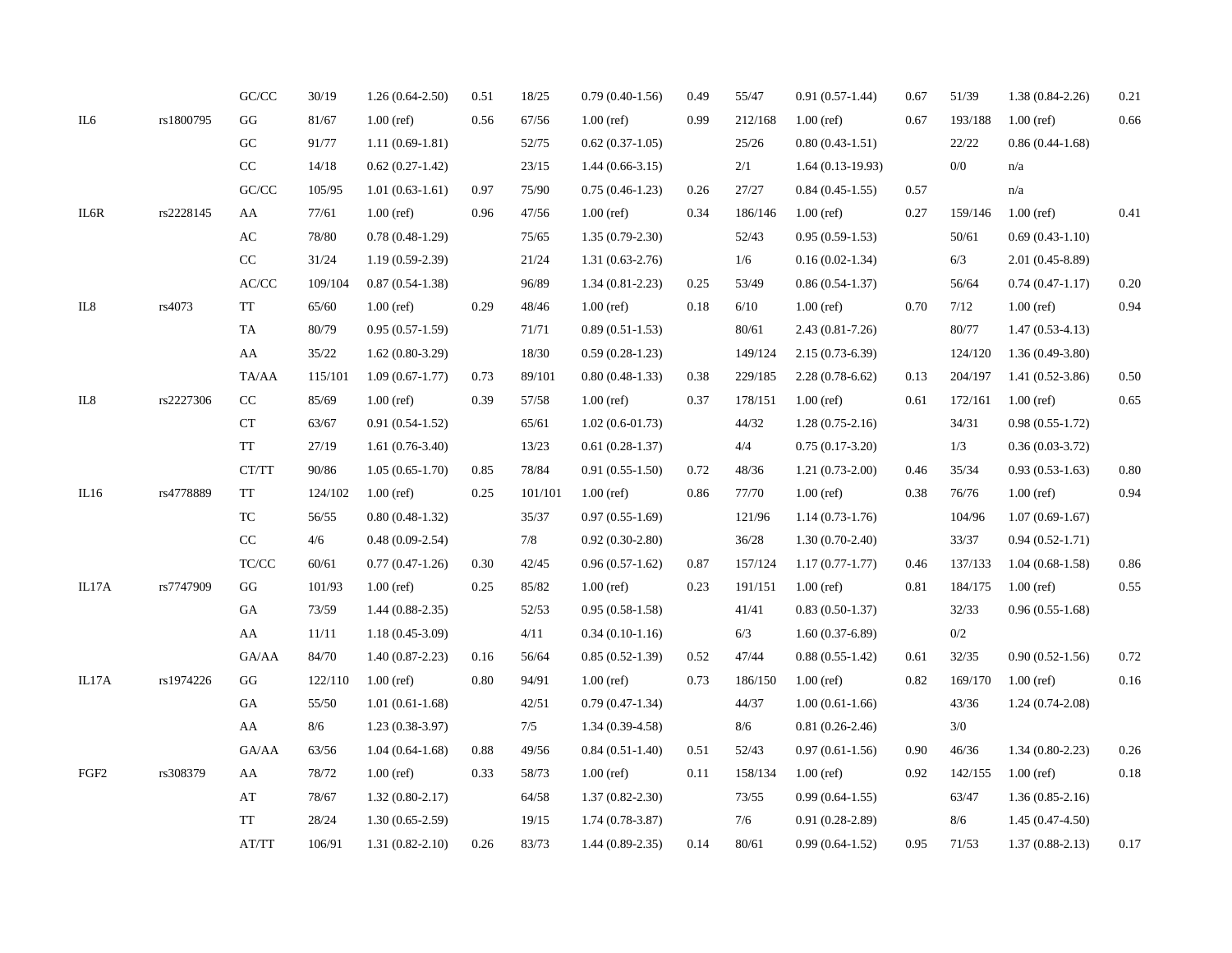| | | | | | | | | | | | | | | |
|---|---|---|---|---|---|---|---|---|---|---|---|---|---|---|
| | | GC/CC | 30/19 | 1.26 (0.64-2.50) | 0.51 | 18/25 | 0.79 (0.40-1.56) | 0.49 | 55/47 | 0.91 (0.57-1.44) | 0.67 | 51/39 | 1.38 (0.84-2.26) | 0.21 |
| IL6 | rs1800795 | GG | 81/67 | 1.00 (ref) | 0.56 | 67/56 | 1.00 (ref) | 0.99 | 212/168 | 1.00 (ref) | 0.67 | 193/188 | 1.00 (ref) | 0.66 |
| | | GC | 91/77 | 1.11 (0.69-1.81) | | 52/75 | 0.62 (0.37-1.05) | | 25/26 | 0.80 (0.43-1.51) | | 22/22 | 0.86 (0.44-1.68) | |
| | | CC | 14/18 | 0.62 (0.27-1.42) | | 23/15 | 1.44 (0.66-3.15) | | 2/1 | 1.64 (0.13-19.93) | | 0/0 | n/a | |
| | | GC/CC | 105/95 | 1.01 (0.63-1.61) | 0.97 | 75/90 | 0.75 (0.46-1.23) | 0.26 | 27/27 | 0.84 (0.45-1.55) | 0.57 | | n/a | |
| IL6R | rs2228145 | AA | 77/61 | 1.00 (ref) | 0.96 | 47/56 | 1.00 (ref) | 0.34 | 186/146 | 1.00 (ref) | 0.27 | 159/146 | 1.00 (ref) | 0.41 |
| | | AC | 78/80 | 0.78 (0.48-1.29) | | 75/65 | 1.35 (0.79-2.30) | | 52/43 | 0.95 (0.59-1.53) | | 50/61 | 0.69 (0.43-1.10) | |
| | | CC | 31/24 | 1.19 (0.59-2.39) | | 21/24 | 1.31 (0.63-2.76) | | 1/6 | 0.16 (0.02-1.34) | | 6/3 | 2.01 (0.45-8.89) | |
| | | AC/CC | 109/104 | 0.87 (0.54-1.38) | | 96/89 | 1.34 (0.81-2.23) | 0.25 | 53/49 | 0.86 (0.54-1.37) | | 56/64 | 0.74 (0.47-1.17) | 0.20 |
| IL8 | rs4073 | TT | 65/60 | 1.00 (ref) | 0.29 | 48/46 | 1.00 (ref) | 0.18 | 6/10 | 1.00 (ref) | 0.70 | 7/12 | 1.00 (ref) | 0.94 |
| | | TA | 80/79 | 0.95 (0.57-1.59) | | 71/71 | 0.89 (0.51-1.53) | | 80/61 | 2.43 (0.81-7.26) | | 80/77 | 1.47 (0.53-4.13) | |
| | | AA | 35/22 | 1.62 (0.80-3.29) | | 18/30 | 0.59 (0.28-1.23) | | 149/124 | 2.15 (0.73-6.39) | | 124/120 | 1.36 (0.49-3.80) | |
| | | TA/AA | 115/101 | 1.09 (0.67-1.77) | 0.73 | 89/101 | 0.80 (0.48-1.33) | 0.38 | 229/185 | 2.28 (0.78-6.62) | 0.13 | 204/197 | 1.41 (0.52-3.86) | 0.50 |
| IL8 | rs2227306 | CC | 85/69 | 1.00 (ref) | 0.39 | 57/58 | 1.00 (ref) | 0.37 | 178/151 | 1.00 (ref) | 0.61 | 172/161 | 1.00 (ref) | 0.65 |
| | | CT | 63/67 | 0.91 (0.54-1.52) | | 65/61 | 1.02 (0.6-01.73) | | 44/32 | 1.28 (0.75-2.16) | | 34/31 | 0.98 (0.55-1.72) | |
| | | TT | 27/19 | 1.61 (0.76-3.40) | | 13/23 | 0.61 (0.28-1.37) | | 4/4 | 0.75 (0.17-3.20) | | 1/3 | 0.36 (0.03-3.72) | |
| | | CT/TT | 90/86 | 1.05 (0.65-1.70) | 0.85 | 78/84 | 0.91 (0.55-1.50) | 0.72 | 48/36 | 1.21 (0.73-2.00) | 0.46 | 35/34 | 0.93 (0.53-1.63) | 0.80 |
| IL16 | rs4778889 | TT | 124/102 | 1.00 (ref) | 0.25 | 101/101 | 1.00 (ref) | 0.86 | 77/70 | 1.00 (ref) | 0.38 | 76/76 | 1.00 (ref) | 0.94 |
| | | TC | 56/55 | 0.80 (0.48-1.32) | | 35/37 | 0.97 (0.55-1.69) | | 121/96 | 1.14 (0.73-1.76) | | 104/96 | 1.07 (0.69-1.67) | |
| | | CC | 4/6 | 0.48 (0.09-2.54) | | 7/8 | 0.92 (0.30-2.80) | | 36/28 | 1.30 (0.70-2.40) | | 33/37 | 0.94 (0.52-1.71) | |
| | | TC/CC | 60/61 | 0.77 (0.47-1.26) | 0.30 | 42/45 | 0.96 (0.57-1.62) | 0.87 | 157/124 | 1.17 (0.77-1.77) | 0.46 | 137/133 | 1.04 (0.68-1.58) | 0.86 |
| IL17A | rs7747909 | GG | 101/93 | 1.00 (ref) | 0.25 | 85/82 | 1.00 (ref) | 0.23 | 191/151 | 1.00 (ref) | 0.81 | 184/175 | 1.00 (ref) | 0.55 |
| | | GA | 73/59 | 1.44 (0.88-2.35) | | 52/53 | 0.95 (0.58-1.58) | | 41/41 | 0.83 (0.50-1.37) | | 32/33 | 0.96 (0.55-1.68) | |
| | | AA | 11/11 | 1.18 (0.45-3.09) | | 4/11 | 0.34 (0.10-1.16) | | 6/3 | 1.60 (0.37-6.89) | | 0/2 | | |
| | | GA/AA | 84/70 | 1.40 (0.87-2.23) | 0.16 | 56/64 | 0.85 (0.52-1.39) | 0.52 | 47/44 | 0.88 (0.55-1.42) | 0.61 | 32/35 | 0.90 (0.52-1.56) | 0.72 |
| IL17A | rs1974226 | GG | 122/110 | 1.00 (ref) | 0.80 | 94/91 | 1.00 (ref) | 0.73 | 186/150 | 1.00 (ref) | 0.82 | 169/170 | 1.00 (ref) | 0.16 |
| | | GA | 55/50 | 1.01 (0.61-1.68) | | 42/51 | 0.79 (0.47-1.34) | | 44/37 | 1.00 (0.61-1.66) | | 43/36 | 1.24 (0.74-2.08) | |
| | | AA | 8/6 | 1.23 (0.38-3.97) | | 7/5 | 1.34 (0.39-4.58) | | 8/6 | 0.81 (0.26-2.46) | | 3/0 | | |
| | | GA/AA | 63/56 | 1.04 (0.64-1.68) | 0.88 | 49/56 | 0.84 (0.51-1.40) | 0.51 | 52/43 | 0.97 (0.61-1.56) | 0.90 | 46/36 | 1.34 (0.80-2.23) | 0.26 |
| FGF2 | rs308379 | AA | 78/72 | 1.00 (ref) | 0.33 | 58/73 | 1.00 (ref) | 0.11 | 158/134 | 1.00 (ref) | 0.92 | 142/155 | 1.00 (ref) | 0.18 |
| | | AT | 78/67 | 1.32 (0.80-2.17) | | 64/58 | 1.37 (0.82-2.30) | | 73/55 | 0.99 (0.64-1.55) | | 63/47 | 1.36 (0.85-2.16) | |
| | | TT | 28/24 | 1.30 (0.65-2.59) | | 19/15 | 1.74 (0.78-3.87) | | 7/6 | 0.91 (0.28-2.89) | | 8/6 | 1.45 (0.47-4.50) | |
| | | AT/TT | 106/91 | 1.31 (0.82-2.10) | 0.26 | 83/73 | 1.44 (0.89-2.35) | 0.14 | 80/61 | 0.99 (0.64-1.52) | 0.95 | 71/53 | 1.37 (0.88-2.13) | 0.17 |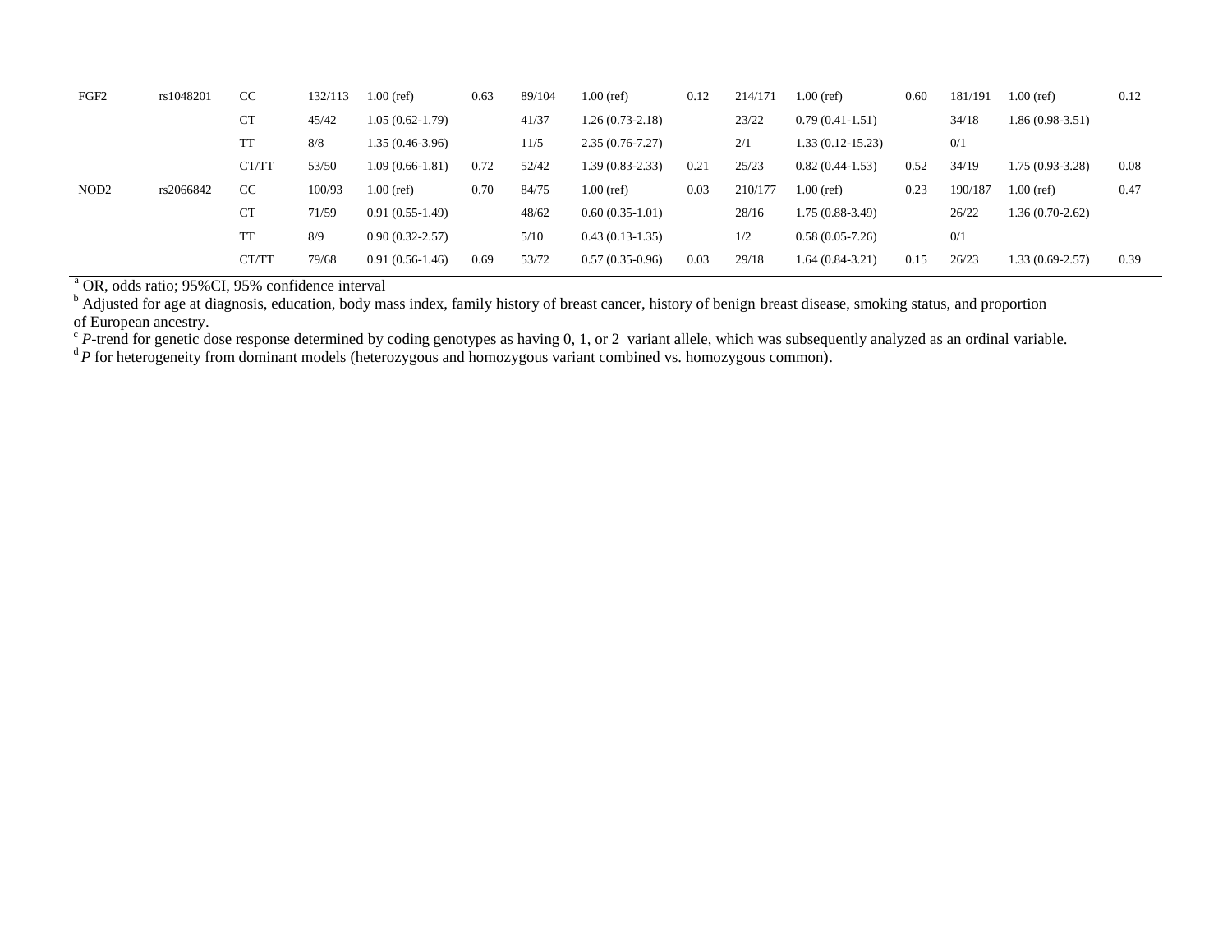| | | | | | | | | | | | | | | |
|---|---|---|---|---|---|---|---|---|---|---|---|---|---|---|
| FGF2 | rs1048201 | CC | 132/113 | 1.00 (ref) | 0.63 | 89/104 | 1.00 (ref) | 0.12 | 214/171 | 1.00 (ref) | 0.60 | 181/191 | 1.00 (ref) | 0.12 |
| | | CT | 45/42 | 1.05 (0.62-1.79) | | 41/37 | 1.26 (0.73-2.18) | | 23/22 | 0.79 (0.41-1.51) | | 34/18 | 1.86 (0.98-3.51) | |
| | | TT | 8/8 | 1.35 (0.46-3.96) | | 11/5 | 2.35 (0.76-7.27) | | 2/1 | 1.33 (0.12-15.23) | | 0/1 | | |
| | | CT/TT | 53/50 | 1.09 (0.66-1.81) | 0.72 | 52/42 | 1.39 (0.83-2.33) | 0.21 | 25/23 | 0.82 (0.44-1.53) | 0.52 | 34/19 | 1.75 (0.93-3.28) | 0.08 |
| NOD2 | rs2066842 | CC | 100/93 | 1.00 (ref) | 0.70 | 84/75 | 1.00 (ref) | 0.03 | 210/177 | 1.00 (ref) | 0.23 | 190/187 | 1.00 (ref) | 0.47 |
| | | CT | 71/59 | 0.91 (0.55-1.49) | | 48/62 | 0.60 (0.35-1.01) | | 28/16 | 1.75 (0.88-3.49) | | 26/22 | 1.36 (0.70-2.62) | |
| | | TT | 8/9 | 0.90 (0.32-2.57) | | 5/10 | 0.43 (0.13-1.35) | | 1/2 | 0.58 (0.05-7.26) | | 0/1 | | |
| | | CT/TT | 79/68 | 0.91 (0.56-1.46) | 0.69 | 53/72 | 0.57 (0.35-0.96) | 0.03 | 29/18 | 1.64 (0.84-3.21) | 0.15 | 26/23 | 1.33 (0.69-2.57) | 0.39 |

[a] OR, odds ratio; 95%CI, 95% confidence interval

[b] Adjusted for age at diagnosis, education, body mass index, family history of breast cancer, history of benign breast disease, smoking status, and proportion of European ancestry.

[c] *P*-trend for genetic dose response determined by coding genotypes as having 0, 1, or 2 variant allele, which was subsequently analyzed as an ordinal variable.

[d] *P* for heterogeneity from dominant models (heterozygous and homozygous variant combined vs. homozygous common).